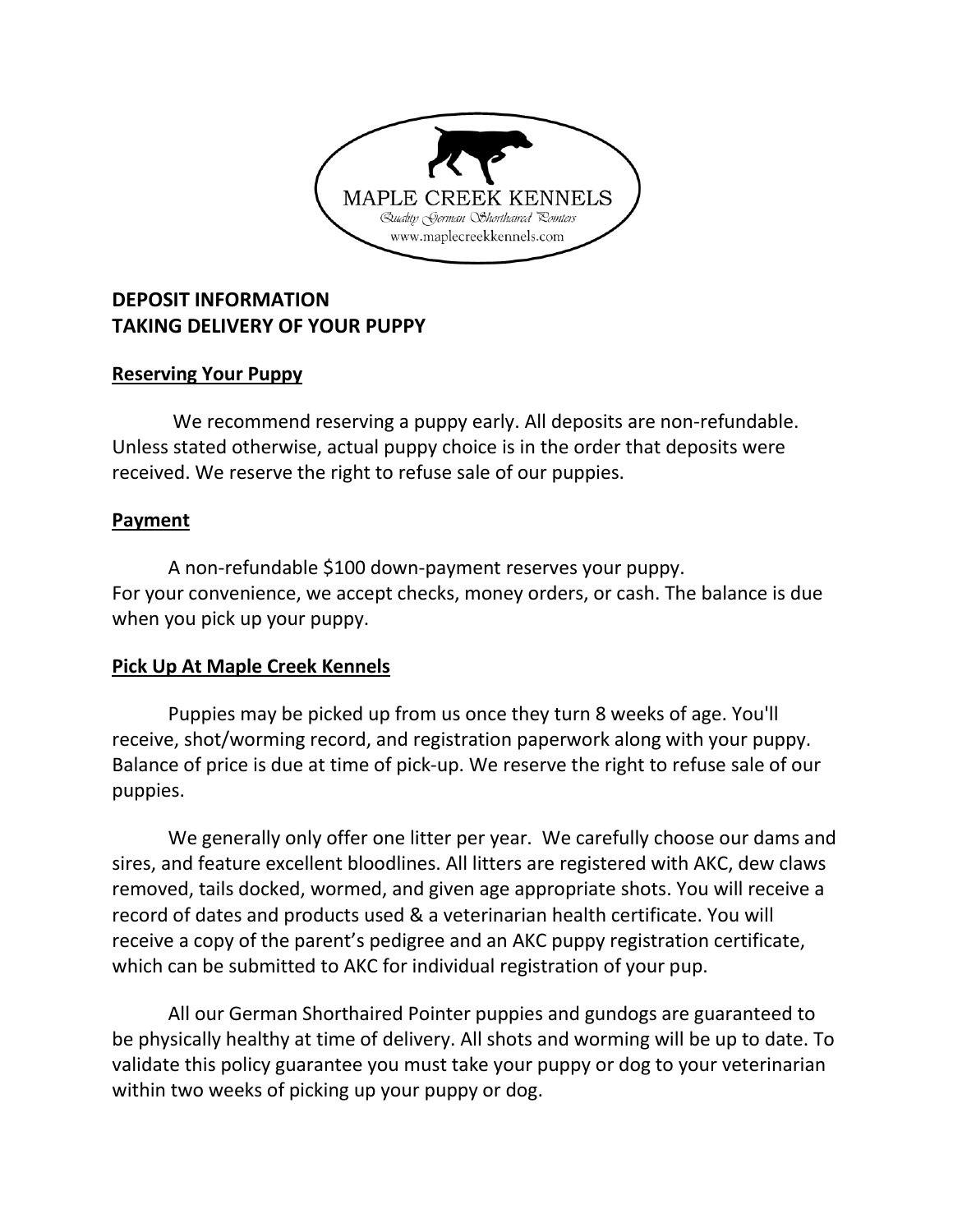MAPLE CREEK KENNELS

*Quality German Shorthaired Pointers*

www.maplecreekkennels.com

## DEPOSIT INFORMATION
## TAKING DELIVERY OF YOUR PUPPY

### Reserving Your Puppy

We recommend reserving a puppy early. All deposits are non-refundable. Unless stated otherwise, actual puppy choice is in the order that deposits were received. We reserve the right to refuse sale of our puppies.

### Payment

A non-refundable $100 down-payment reserves your puppy.
For your convenience, we accept checks, money orders, or cash. The balance is due when you pick up your puppy.

### Pick Up At Maple Creek Kennels

Puppies may be picked up from us once they turn 8 weeks of age. You'll receive, shot/worming record, and registration paperwork along with your puppy. Balance of price is due at time of pick-up. We reserve the right to refuse sale of our puppies.

We generally only offer one litter per year. We carefully choose our dams and sires, and feature excellent bloodlines. All litters are registered with AKC, dew claws removed, tails docked, wormed, and given age appropriate shots. You will receive a record of dates and products used & a veterinarian health certificate. You will receive a copy of the parent's pedigree and an AKC puppy registration certificate, which can be submitted to AKC for individual registration of your pup.

All our German Shorthaired Pointer puppies and gundogs are guaranteed to be physically healthy at time of delivery. All shots and worming will be up to date. To validate this policy guarantee you must take your puppy or dog to your veterinarian within two weeks of picking up your puppy or dog.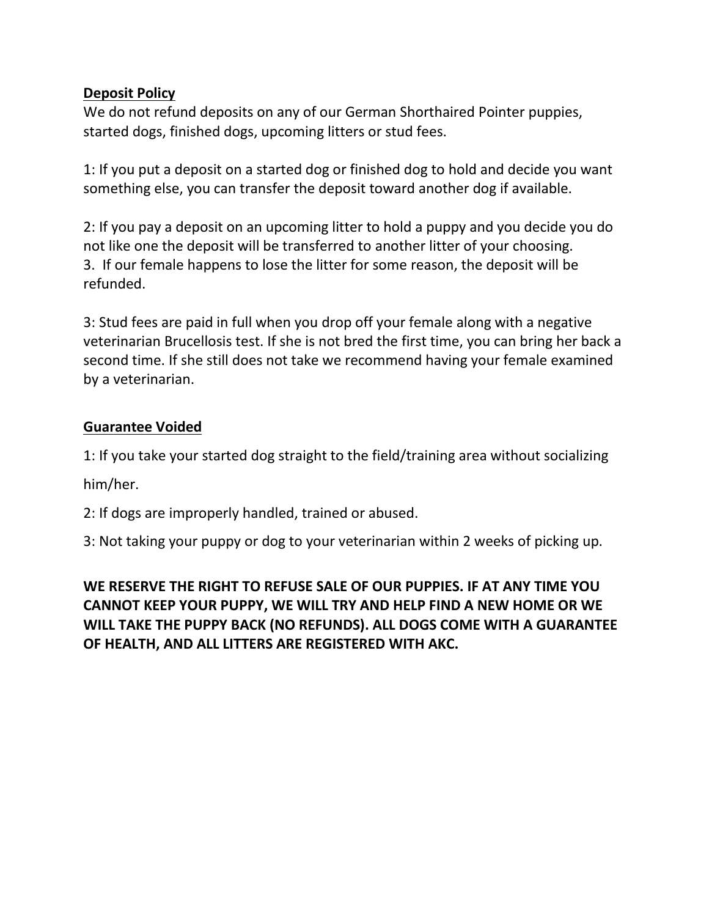**Deposit Policy**

We do not refund deposits on any of our German Shorthaired Pointer puppies, started dogs, finished dogs, upcoming litters or stud fees.

1: If you put a deposit on a started dog or finished dog to hold and decide you want something else, you can transfer the deposit toward another dog if available.

2: If you pay a deposit on an upcoming litter to hold a puppy and you decide you do not like one the deposit will be transferred to another litter of your choosing.
3. If our female happens to lose the litter for some reason, the deposit will be refunded.

3: Stud fees are paid in full when you drop off your female along with a negative veterinarian Brucellosis test. If she is not bred the first time, you can bring her back a second time. If she still does not take we recommend having your female examined by a veterinarian.

**Guarantee Voided**

1: If you take your started dog straight to the field/training area without socializing him/her.

2: If dogs are improperly handled, trained or abused.

3: Not taking your puppy or dog to your veterinarian within 2 weeks of picking up.

**WE RESERVE THE RIGHT TO REFUSE SALE OF OUR PUPPIES. IF AT ANY TIME YOU CANNOT KEEP YOUR PUPPY, WE WILL TRY AND HELP FIND A NEW HOME OR WE WILL TAKE THE PUPPY BACK (NO REFUNDS). ALL DOGS COME WITH A GUARANTEE OF HEALTH, AND ALL LITTERS ARE REGISTERED WITH AKC.**